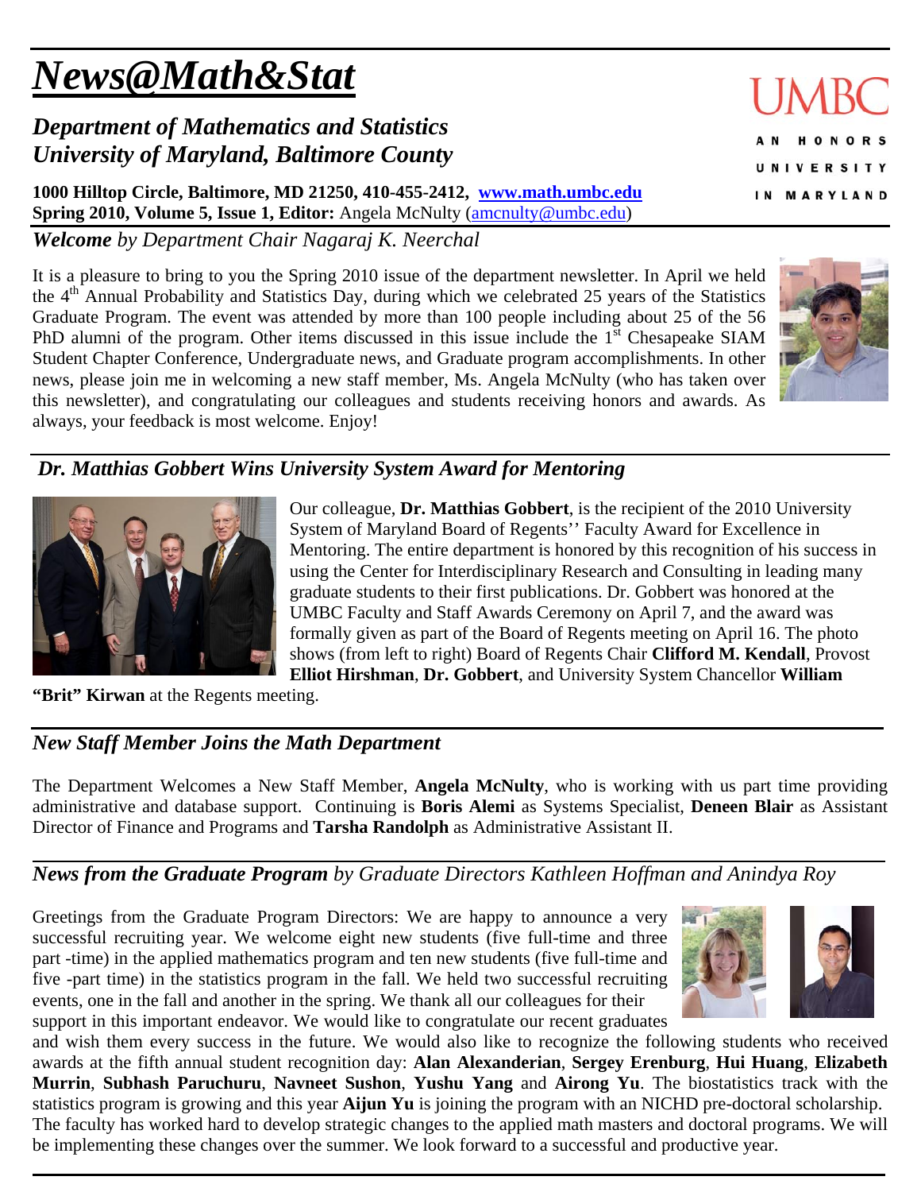# *News@Math&Stat*

## *Department of Mathematics and Statistics*
## *University of Maryland, Baltimore County*

UMBC
AN HONORS UNIVERSITY IN MARYLAND

**1000 Hilltop Circle, Baltimore, MD 21250, 410-455-2412, www.math.umbc.edu**
**Spring 2010, Volume 5, Issue 1, Editor:** Angela McNulty (amcnulty@umbc.edu)

### ***Welcome*** *by Department Chair Nagaraj K. Neerchal*

It is a pleasure to bring to you the Spring 2010 issue of the department newsletter. In April we held the 4th Annual Probability and Statistics Day, during which we celebrated 25 years of the Statistics Graduate Program. The event was attended by more than 100 people including about 25 of the 56 PhD alumni of the program. Other items discussed in this issue include the 1st Chesapeake SIAM Student Chapter Conference, Undergraduate news, and Graduate program accomplishments. In other news, please join me in welcoming a new staff member, Ms. Angela McNulty (who has taken over this newsletter), and congratulating our colleagues and students receiving honors and awards. As always, your feedback is most welcome. Enjoy!

### *Dr. Matthias Gobbert Wins University System Award for Mentoring*

Our colleague, **Dr. Matthias Gobbert**, is the recipient of the 2010 University System of Maryland Board of Regents'' Faculty Award for Excellence in Mentoring. The entire department is honored by this recognition of his success in using the Center for Interdisciplinary Research and Consulting in leading many graduate students to their first publications. Dr. Gobbert was honored at the UMBC Faculty and Staff Awards Ceremony on April 7, and the award was formally given as part of the Board of Regents meeting on April 16. The photo shows (from left to right) Board of Regents Chair **Clifford M. Kendall**, Provost **Elliot Hirshman**, **Dr. Gobbert**, and University System Chancellor **William "Brit" Kirwan** at the Regents meeting.

### *New Staff Member Joins the Math Department*

The Department Welcomes a New Staff Member, **Angela McNulty**, who is working with us part time providing administrative and database support. Continuing is **Boris Alemi** as Systems Specialist, **Deneen Blair** as Assistant Director of Finance and Programs and **Tarsha Randolph** as Administrative Assistant II.

### ***News from the Graduate Program*** *by Graduate Directors Kathleen Hoffman and Anindya Roy*

Greetings from the Graduate Program Directors: We are happy to announce a very successful recruiting year. We welcome eight new students (five full-time and three part -time) in the applied mathematics program and ten new students (five full-time and five -part time) in the statistics program in the fall. We held two successful recruiting events, one in the fall and another in the spring. We thank all our colleagues for their support in this important endeavor. We would like to congratulate our recent graduates and wish them every success in the future. We would also like to recognize the following students who received awards at the fifth annual student recognition day: **Alan Alexanderian**, **Sergey Erenburg**, **Hui Huang**, **Elizabeth Murrin**, **Subhash Paruchuru**, **Navneet Sushon**, **Yushu Yang** and **Airong Yu**. The biostatistics track with the statistics program is growing and this year **Aijun Yu** is joining the program with an NICHD pre-doctoral scholarship. The faculty has worked hard to develop strategic changes to the applied math masters and doctoral programs. We will be implementing these changes over the summer. We look forward to a successful and productive year.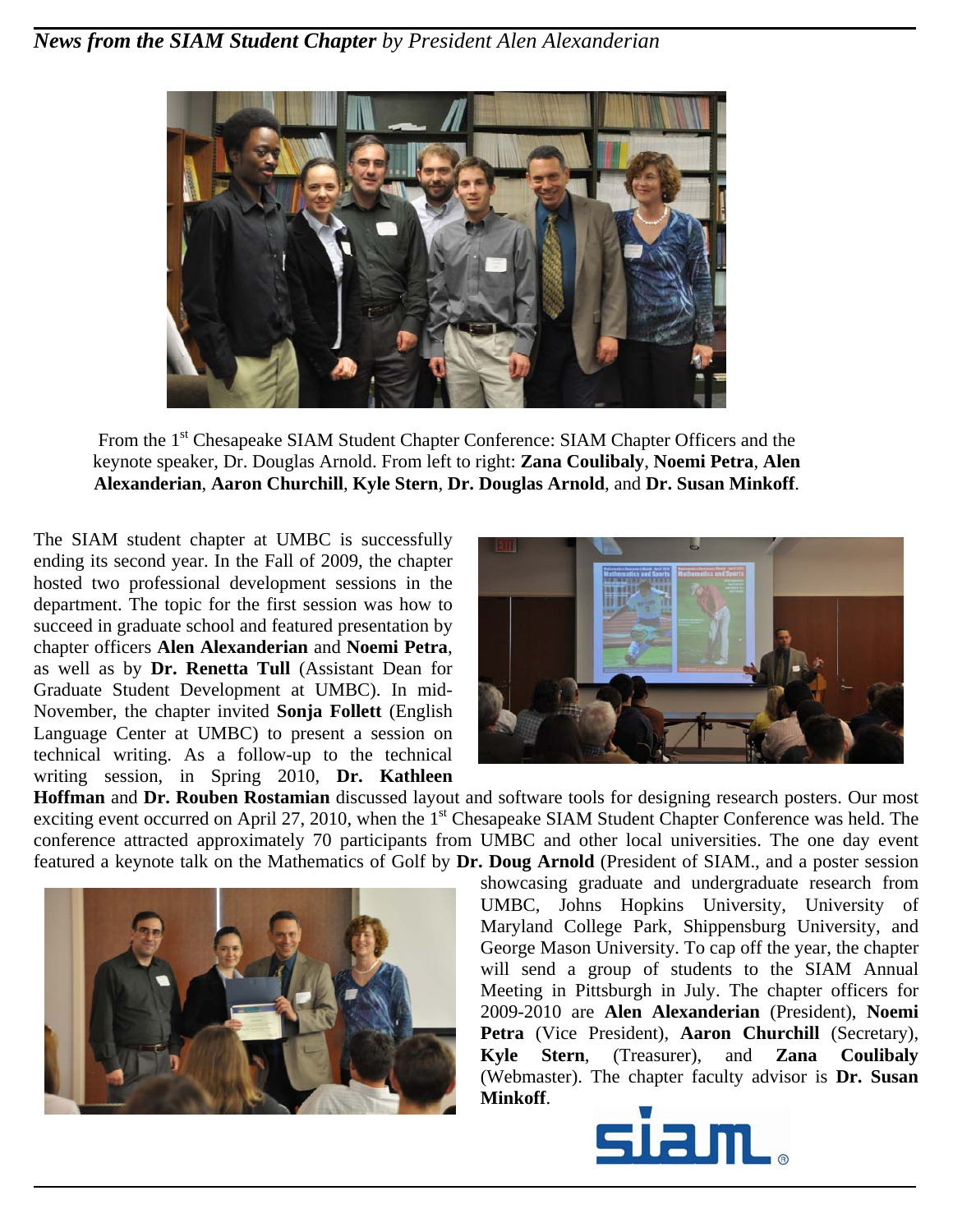***News from the SIAM Student Chapter*** *by President Alen Alexanderian*

From the 1st Chesapeake SIAM Student Chapter Conference: SIAM Chapter Officers and the keynote speaker, Dr. Douglas Arnold. From left to right: **Zana Coulibaly**, **Noemi Petra**, **Alen Alexanderian**, **Aaron Churchill**, **Kyle Stern**, **Dr. Douglas Arnold**, and **Dr. Susan Minkoff**.

The SIAM student chapter at UMBC is successfully ending its second year. In the Fall of 2009, the chapter hosted two professional development sessions in the department. The topic for the first session was how to succeed in graduate school and featured presentation by chapter officers **Alen Alexanderian** and **Noemi Petra**, as well as by **Dr. Renetta Tull** (Assistant Dean for Graduate Student Development at UMBC). In mid-November, the chapter invited **Sonja Follett** (English Language Center at UMBC) to present a session on technical writing. As a follow-up to the technical writing session, in Spring 2010, **Dr. Kathleen Hoffman** and **Dr. Rouben Rostamian** discussed layout and software tools for designing research posters. Our most exciting event occurred on April 27, 2010, when the 1st Chesapeake SIAM Student Chapter Conference was held. The conference attracted approximately 70 participants from UMBC and other local universities. The one day event featured a keynote talk on the Mathematics of Golf by **Dr. Doug Arnold** (President of SIAM., and a poster session showcasing graduate and undergraduate research from UMBC, Johns Hopkins University, University of Maryland College Park, Shippensburg University, and George Mason University. To cap off the year, the chapter will send a group of students to the SIAM Annual Meeting in Pittsburgh in July. The chapter officers for 2009-2010 are **Alen Alexanderian** (President), **Noemi Petra** (Vice President), **Aaron Churchill** (Secretary), **Kyle Stern**, (Treasurer), and **Zana Coulibaly** (Webmaster). The chapter faculty advisor is **Dr. Susan Minkoff**.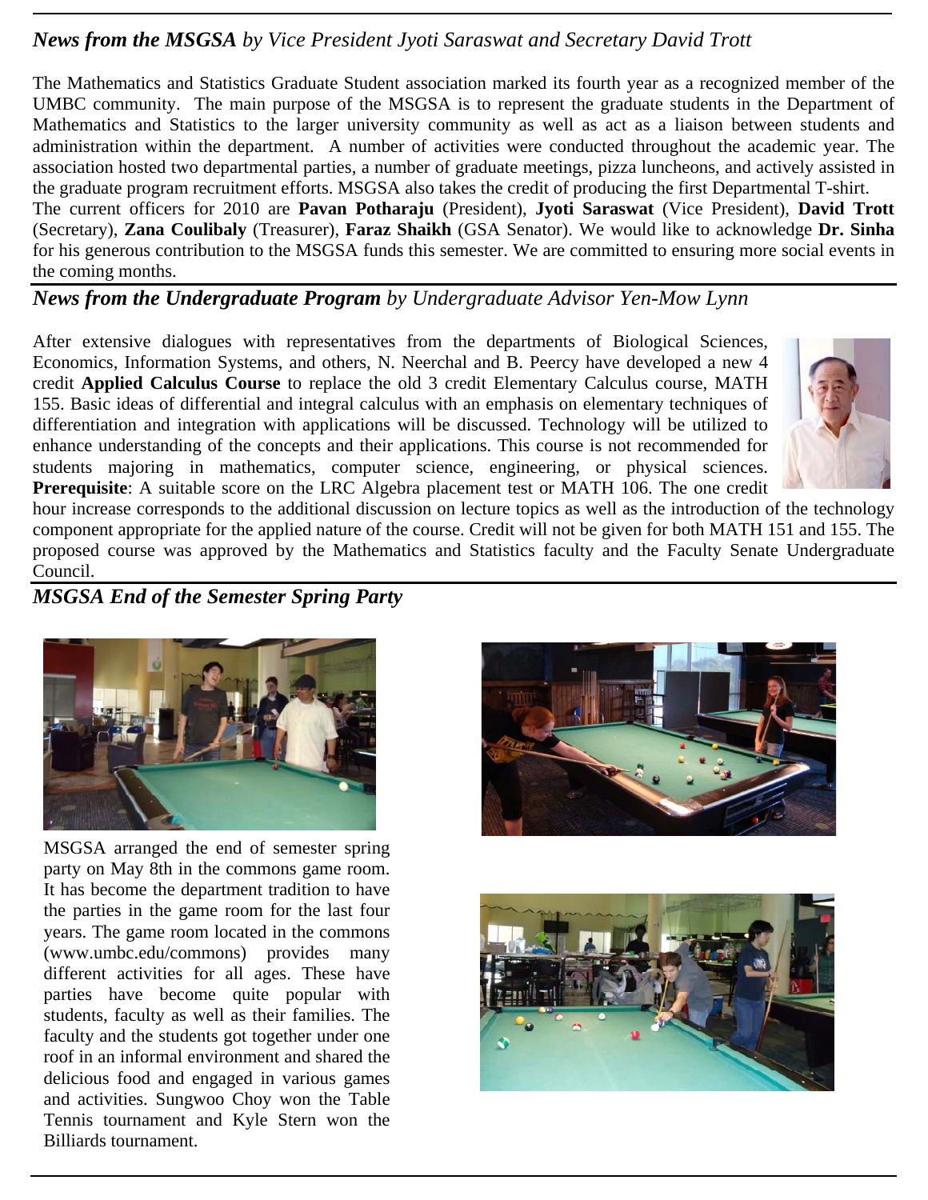## *News from the MSGSA by Vice President Jyoti Saraswat and Secretary David Trott*

The Mathematics and Statistics Graduate Student association marked its fourth year as a recognized member of the UMBC community. The main purpose of the MSGSA is to represent the graduate students in the Department of Mathematics and Statistics to the larger university community as well as act as a liaison between students and administration within the department. A number of activities were conducted throughout the academic year. The association hosted two departmental parties, a number of graduate meetings, pizza luncheons, and actively assisted in the graduate program recruitment efforts. MSGSA also takes the credit of producing the first Departmental T-shirt.
The current officers for 2010 are **Pavan Potharaju** (President), **Jyoti Saraswat** (Vice President), **David Trott** (Secretary), **Zana Coulibaly** (Treasurer), **Faraz Shaikh** (GSA Senator). We would like to acknowledge **Dr. Sinha** for his generous contribution to the MSGSA funds this semester. We are committed to ensuring more social events in the coming months.

## *News from the Undergraduate Program by Undergraduate Advisor Yen-Mow Lynn*

After extensive dialogues with representatives from the departments of Biological Sciences, Economics, Information Systems, and others, N. Neerchal and B. Peercy have developed a new 4 credit **Applied Calculus Course** to replace the old 3 credit Elementary Calculus course, MATH 155. Basic ideas of differential and integral calculus with an emphasis on elementary techniques of differentiation and integration with applications will be discussed. Technology will be utilized to enhance understanding of the concepts and their applications. This course is not recommended for students majoring in mathematics, computer science, engineering, or physical sciences. **Prerequisite**: A suitable score on the LRC Algebra placement test or MATH 106. The one credit hour increase corresponds to the additional discussion on lecture topics as well as the introduction of the technology component appropriate for the applied nature of the course. Credit will not be given for both MATH 151 and 155. The proposed course was approved by the Mathematics and Statistics faculty and the Faculty Senate Undergraduate Council.

## *MSGSA End of the Semester Spring Party*

MSGSA arranged the end of semester spring party on May 8th in the commons game room. It has become the department tradition to have the parties in the game room for the last four years. The game room located in the commons (www.umbc.edu/commons) provides many different activities for all ages. These have parties have become quite popular with students, faculty as well as their families. The faculty and the students got together under one roof in an informal environment and shared the delicious food and engaged in various games and activities. Sungwoo Choy won the Table Tennis tournament and Kyle Stern won the Billiards tournament.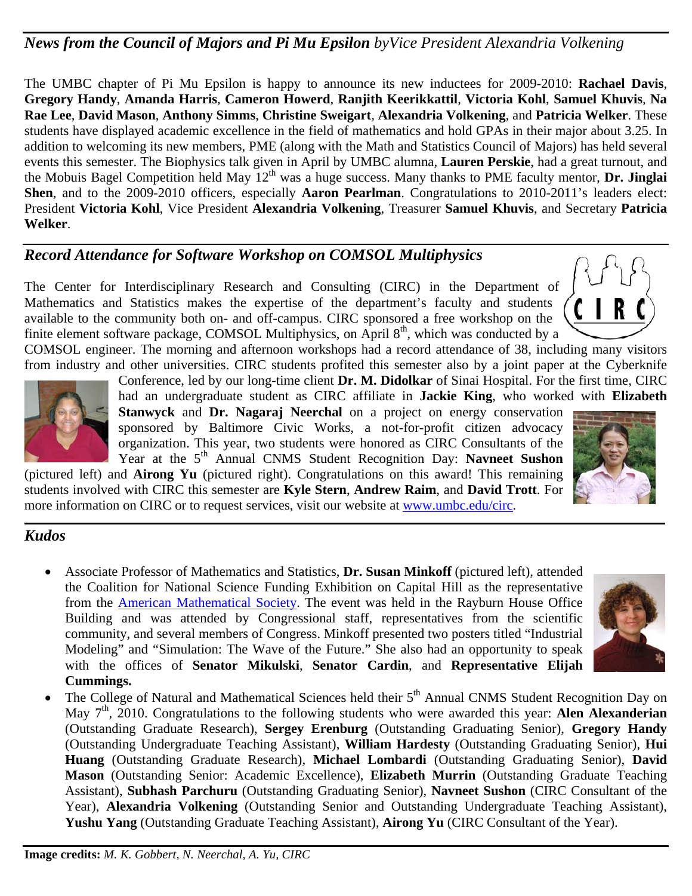## *News from the Council of Majors and Pi Mu Epsilon* *byVice President Alexandria Volkening*

The UMBC chapter of Pi Mu Epsilon is happy to announce its new inductees for 2009-2010: **Rachael Davis**, **Gregory Handy**, **Amanda Harris**, **Cameron Howerd**, **Ranjith Keerikkattil**, **Victoria Kohl**, **Samuel Khuvis**, **Na Rae Lee**, **David Mason**, **Anthony Simms**, **Christine Sweigart**, **Alexandria Volkening**, and **Patricia Welker**. These students have displayed academic excellence in the field of mathematics and hold GPAs in their major about 3.25. In addition to welcoming its new members, PME (along with the Math and Statistics Council of Majors) has held several events this semester. The Biophysics talk given in April by UMBC alumna, **Lauren Perskie**, had a great turnout, and the Mobuis Bagel Competition held May 12th was a huge success. Many thanks to PME faculty mentor, **Dr. Jinglai Shen**, and to the 2009-2010 officers, especially **Aaron Pearlman**. Congratulations to 2010-2011's leaders elect: President **Victoria Kohl**, Vice President **Alexandria Volkening**, Treasurer **Samuel Khuvis**, and Secretary **Patricia Welker**.

## *Record Attendance for Software Workshop on COMSOL Multiphysics*

The Center for Interdisciplinary Research and Consulting (CIRC) in the Department of Mathematics and Statistics makes the expertise of the department's faculty and students available to the community both on- and off-campus. CIRC sponsored a free workshop on the finite element software package, COMSOL Multiphysics, on April 8th, which was conducted by a COMSOL engineer. The morning and afternoon workshops had a record attendance of 38, including many visitors from industry and other universities. CIRC students profited this semester also by a joint paper at the Cyberknife Conference, led by our long-time client **Dr. M. Didolkar** of Sinai Hospital. For the first time, CIRC had an undergraduate student as CIRC affiliate in **Jackie King**, who worked with **Elizabeth Stanwyck** and **Dr. Nagaraj Neerchal** on a project on energy conservation sponsored by Baltimore Civic Works, a not-for-profit citizen advocacy organization. This year, two students were honored as CIRC Consultants of the Year at the 5th Annual CNMS Student Recognition Day: **Navneet Sushon** (pictured left) and **Airong Yu** (pictured right). Congratulations on this award! This remaining students involved with CIRC this semester are **Kyle Stern**, **Andrew Raim**, and **David Trott**. For more information on CIRC or to request services, visit our website at www.umbc.edu/circ.

## *Kudos*

- Associate Professor of Mathematics and Statistics, **Dr. Susan Minkoff** (pictured left), attended the Coalition for National Science Funding Exhibition on Capital Hill as the representative from the American Mathematical Society. The event was held in the Rayburn House Office Building and was attended by Congressional staff, representatives from the scientific community, and several members of Congress. Minkoff presented two posters titled "Industrial Modeling" and "Simulation: The Wave of the Future." She also had an opportunity to speak with the offices of **Senator Mikulski**, **Senator Cardin**, and **Representative Elijah Cummings.**
- The College of Natural and Mathematical Sciences held their 5th Annual CNMS Student Recognition Day on May 7th, 2010. Congratulations to the following students who were awarded this year: **Alen Alexanderian** (Outstanding Graduate Research), **Sergey Erenburg** (Outstanding Graduating Senior), **Gregory Handy** (Outstanding Undergraduate Teaching Assistant), **William Hardesty** (Outstanding Graduating Senior), **Hui Huang** (Outstanding Graduate Research), **Michael Lombardi** (Outstanding Graduating Senior), **David Mason** (Outstanding Senior: Academic Excellence), **Elizabeth Murrin** (Outstanding Graduate Teaching Assistant), **Subhash Parchuru** (Outstanding Graduating Senior), **Navneet Sushon** (CIRC Consultant of the Year), **Alexandria Volkening** (Outstanding Senior and Outstanding Undergraduate Teaching Assistant), **Yushu Yang** (Outstanding Graduate Teaching Assistant), **Airong Yu** (CIRC Consultant of the Year).

**Image credits:** *M. K. Gobbert, N. Neerchal, A. Yu, CIRC*